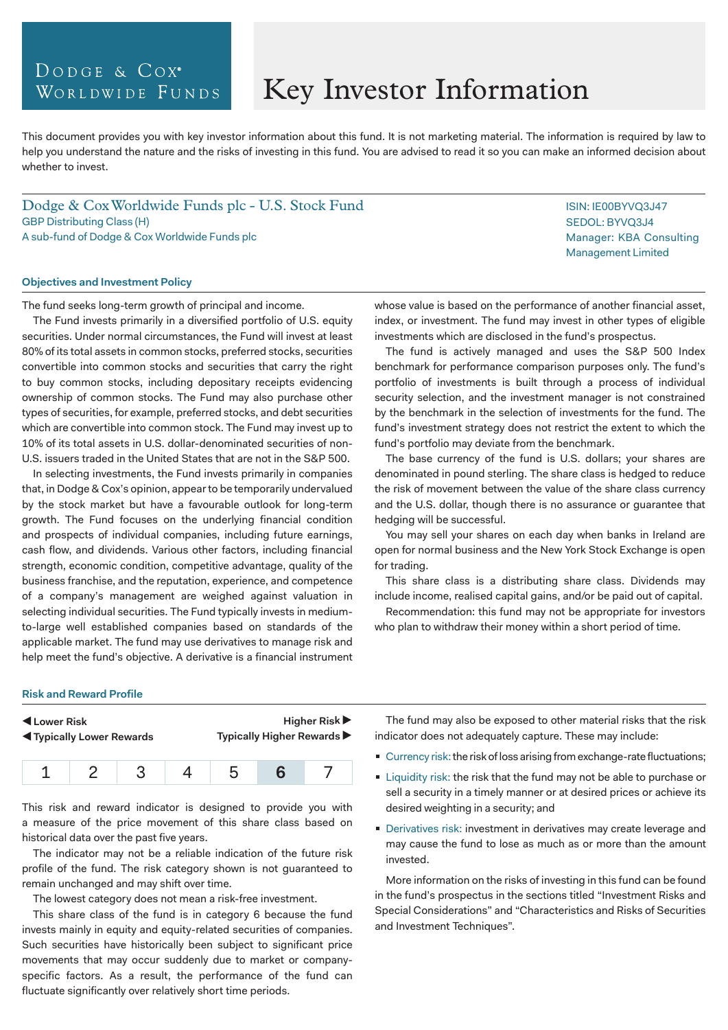Dodge & Cox® Worldwide Funds

# Key Investor Information

This document provides you with key investor information about this fund. It is not marketing material. The information is required by law to help you understand the nature and the risks of investing in this fund. You are advised to read it so you can make an informed decision about whether to invest.

## Dodge & Cox Worldwide Funds plc - U.S. Stock Fund

GBP Distributing Class (H)
A sub-fund of Dodge & Cox Worldwide Funds plc

ISIN: IE00BYVQ3J47
SEDOL: BYVQ3J4
Manager: KBA Consulting Management Limited

### Objectives and Investment Policy

The fund seeks long-term growth of principal and income.

The Fund invests primarily in a diversified portfolio of U.S. equity securities. Under normal circumstances, the Fund will invest at least 80% of its total assets in common stocks, preferred stocks, securities convertible into common stocks and securities that carry the right to buy common stocks, including depositary receipts evidencing ownership of common stocks. The Fund may also purchase other types of securities, for example, preferred stocks, and debt securities which are convertible into common stock. The Fund may invest up to 10% of its total assets in U.S. dollar-denominated securities of non-U.S. issuers traded in the United States that are not in the S&P 500.

In selecting investments, the Fund invests primarily in companies that, in Dodge & Cox's opinion, appear to be temporarily undervalued by the stock market but have a favourable outlook for long-term growth. The Fund focuses on the underlying financial condition and prospects of individual companies, including future earnings, cash flow, and dividends. Various other factors, including financial strength, economic condition, competitive advantage, quality of the business franchise, and the reputation, experience, and competence of a company's management are weighed against valuation in selecting individual securities. The Fund typically invests in medium-to-large well established companies based on standards of the applicable market. The fund may use derivatives to manage risk and help meet the fund's objective. A derivative is a financial instrument whose value is based on the performance of another financial asset, index, or investment. The fund may invest in other types of eligible investments which are disclosed in the fund's prospectus.

The fund is actively managed and uses the S&P 500 Index benchmark for performance comparison purposes only. The fund's portfolio of investments is built through a process of individual security selection, and the investment manager is not constrained by the benchmark in the selection of investments for the fund. The fund's investment strategy does not restrict the extent to which the fund's portfolio may deviate from the benchmark.

The base currency of the fund is U.S. dollars; your shares are denominated in pound sterling. The share class is hedged to reduce the risk of movement between the value of the share class currency and the U.S. dollar, though there is no assurance or guarantee that hedging will be successful.

You may sell your shares on each day when banks in Ireland are open for normal business and the New York Stock Exchange is open for trading.

This share class is a distributing share class. Dividends may include income, realised capital gains, and/or be paid out of capital.

Recommendation: this fund may not be appropriate for investors who plan to withdraw their money within a short period of time.

### Risk and Reward Profile

◀ Lower Risk — Higher Risk ▶
◀ Typically Lower Rewards — Typically Higher Rewards ▶

| 1 | 2 | 3 | 4 | 5 | **6** | 7 |
|---|---|---|---|---|---|---|

This risk and reward indicator is designed to provide you with a measure of the price movement of this share class based on historical data over the past five years.

The indicator may not be a reliable indication of the future risk profile of the fund. The risk category shown is not guaranteed to remain unchanged and may shift over time.

The lowest category does not mean a risk-free investment.

This share class of the fund is in category 6 because the fund invests mainly in equity and equity-related securities of companies. Such securities have historically been subject to significant price movements that may occur suddenly due to market or company-specific factors. As a result, the performance of the fund can fluctuate significantly over relatively short time periods.

The fund may also be exposed to other material risks that the risk indicator does not adequately capture. These may include:

- Currency risk: the risk of loss arising from exchange-rate fluctuations;
- Liquidity risk: the risk that the fund may not be able to purchase or sell a security in a timely manner or at desired prices or achieve its desired weighting in a security; and
- Derivatives risk: investment in derivatives may create leverage and may cause the fund to lose as much as or more than the amount invested.

More information on the risks of investing in this fund can be found in the fund's prospectus in the sections titled "Investment Risks and Special Considerations" and "Characteristics and Risks of Securities and Investment Techniques".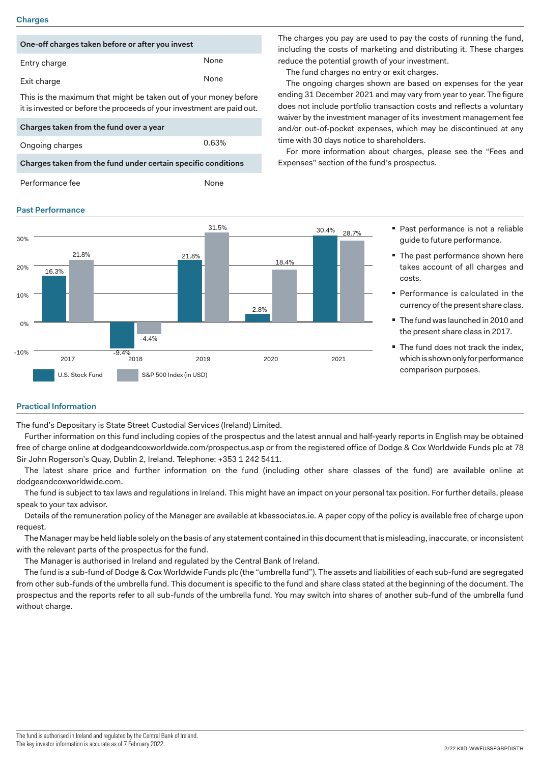## Charges

| One-off charges taken before or after you invest | |
|---|---|
| Entry charge | None |
| Exit charge | None |
| This is the maximum that might be taken out of your money before it is invested or before the proceeds of your investment are paid out. | |
| **Charges taken from the fund over a year** | |
| Ongoing charges | 0.63% |
| **Charges taken from the fund under certain specific conditions** | |
| Performance fee | None |

The charges you pay are used to pay the costs of running the fund, including the costs of marketing and distributing it. These charges reduce the potential growth of your investment.

The fund charges no entry or exit charges.

The ongoing charges shown are based on expenses for the year ending 31 December 2021 and may vary from year to year. The figure does not include portfolio transaction costs and reflects a voluntary waiver by the investment manager of its investment management fee and/or out-of-pocket expenses, which may be discontinued at any time with 30 days notice to shareholders.

For more information about charges, please see the "Fees and Expenses" section of the fund's prospectus.

## Past Performance

30%
20%
10%
0%
-10%

2017: 16.3% 21.8%
2018: -9.4% -4.4%
2019: 21.8% 31.5%
2020: 2.8% 18.4%
2021: 30.4% 28.7%

U.S. Stock Fund
S&P 500 Index (in USD)

- Past performance is not a reliable guide to future performance.
- The past performance shown here takes account of all charges and costs.
- Performance is calculated in the currency of the present share class.
- The fund was launched in 2010 and the present share class in 2017.
- The fund does not track the index, which is shown only for performance comparison purposes.

## Practical Information

The fund's Depositary is State Street Custodial Services (Ireland) Limited.

Further information on this fund including copies of the prospectus and the latest annual and half-yearly reports in English may be obtained free of charge online at dodgeandcoxworldwide.com/prospectus.asp or from the registered office of Dodge & Cox Worldwide Funds plc at 78 Sir John Rogerson's Quay, Dublin 2, Ireland. Telephone: +353 1 242 5411.

The latest share price and further information on the fund (including other share classes of the fund) are available online at dodgeandcoxworldwide.com.

The fund is subject to tax laws and regulations in Ireland. This might have an impact on your personal tax position. For further details, please speak to your tax advisor.

Details of the remuneration policy of the Manager are available at kbassociates.ie. A paper copy of the policy is available free of charge upon request.

The Manager may be held liable solely on the basis of any statement contained in this document that is misleading, inaccurate, or inconsistent with the relevant parts of the prospectus for the fund.

The Manager is authorised in Ireland and regulated by the Central Bank of Ireland.

The fund is a sub-fund of Dodge & Cox Worldwide Funds plc (the "umbrella fund"). The assets and liabilities of each sub-fund are segregated from other sub-funds of the umbrella fund. This document is specific to the fund and share class stated at the beginning of the document. The prospectus and the reports refer to all sub-funds of the umbrella fund. You may switch into shares of another sub-fund of the umbrella fund without charge.

The fund is authorised in Ireland and regulated by the Central Bank of Ireland.
The key investor information is accurate as of 7 February 2022.